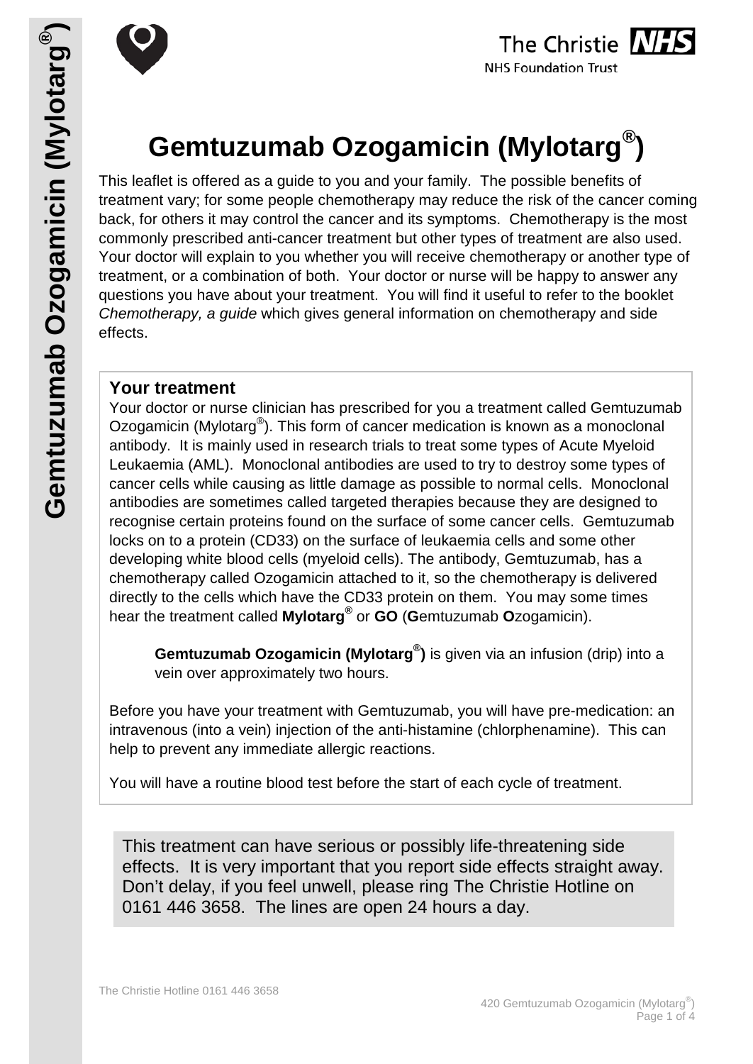# Gemtuzumab Ozogamicin (Mylotarg®)

This leaflet is offered as a guide to you and your family. The possible benefits of treatment vary; for some people chemotherapy may reduce the risk of the cancer coming back, for others it may control the cancer and its symptoms. Chemotherapy is the most commonly prescribed anti-cancer treatment but other types of treatment are also used. Your doctor will explain to you whether you will receive chemotherapy or another type of treatment, or a combination of both. Your doctor or nurse will be happy to answer any questions you have about your treatment. You will find it useful to refer to the booklet *Chemotherapy, a guide* which gives general information on chemotherapy and side effects.

## Your treatment

Your doctor or nurse clinician has prescribed for you a treatment called Gemtuzumab Ozogamicin (Mylotarg®). This form of cancer medication is known as a monoclonal antibody. It is mainly used in research trials to treat some types of Acute Myeloid Leukaemia (AML). Monoclonal antibodies are used to try to destroy some types of cancer cells while causing as little damage as possible to normal cells. Monoclonal antibodies are sometimes called targeted therapies because they are designed to recognise certain proteins found on the surface of some cancer cells. Gemtuzumab locks on to a protein (CD33) on the surface of leukaemia cells and some other developing white blood cells (myeloid cells). The antibody, Gemtuzumab, has a chemotherapy called Ozogamicin attached to it, so the chemotherapy is delivered directly to the cells which have the CD33 protein on them. You may some times hear the treatment called **Mylotarg®** or **GO** (**G**emtuzumab **O**zogamicin).

> **Gemtuzumab Ozogamicin (Mylotarg®)** is given via an infusion (drip) into a vein over approximately two hours.

Before you have your treatment with Gemtuzumab, you will have pre-medication: an intravenous (into a vein) injection of the anti-histamine (chlorphenamine). This can help to prevent any immediate allergic reactions.

You will have a routine blood test before the start of each cycle of treatment.

This treatment can have serious or possibly life-threatening side effects. It is very important that you report side effects straight away. Don't delay, if you feel unwell, please ring The Christie Hotline on 0161 446 3658. The lines are open 24 hours a day.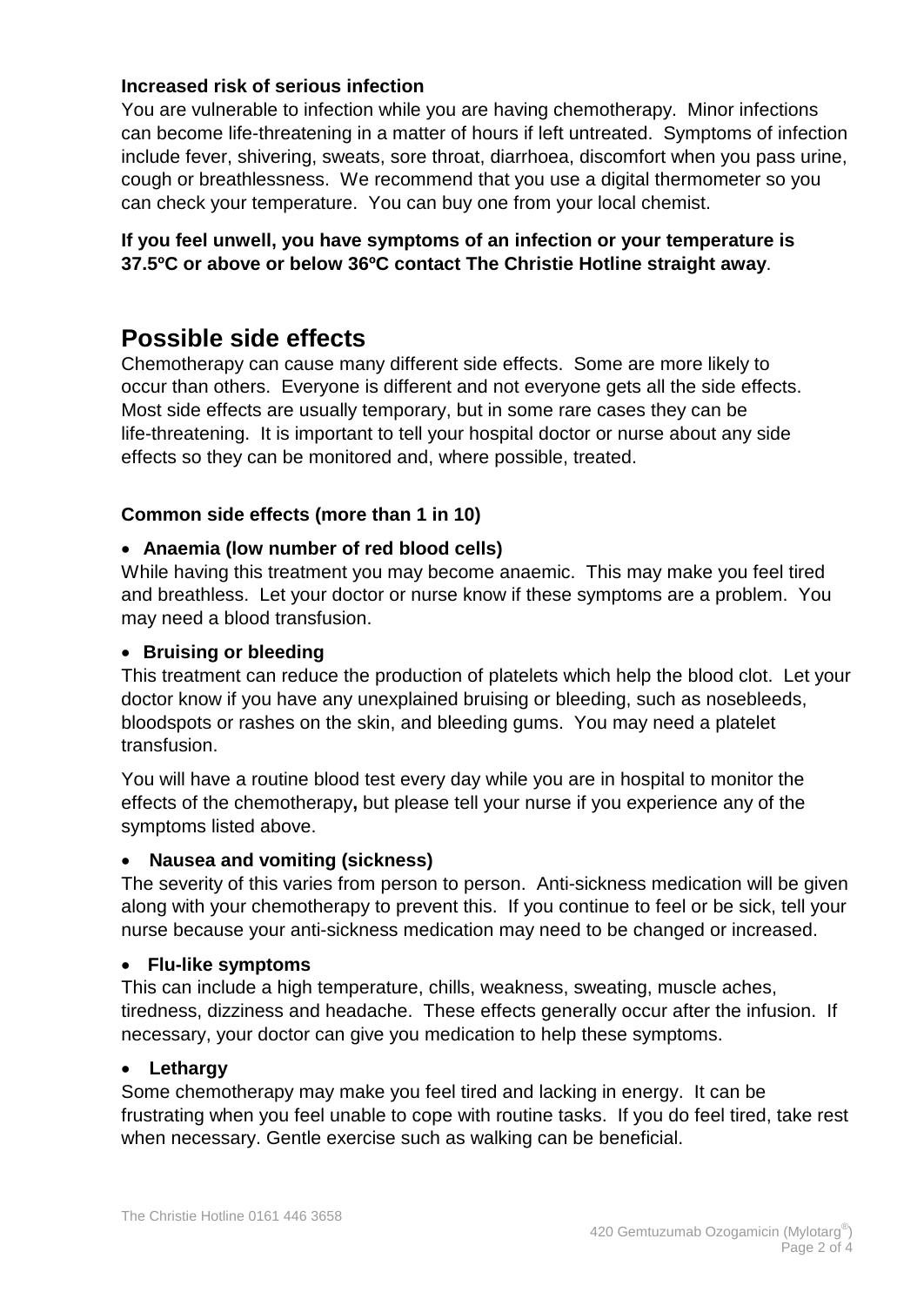**Increased risk of serious infection**

You are vulnerable to infection while you are having chemotherapy. Minor infections can become life-threatening in a matter of hours if left untreated. Symptoms of infection include fever, shivering, sweats, sore throat, diarrhoea, discomfort when you pass urine, cough or breathlessness. We recommend that you use a digital thermometer so you can check your temperature. You can buy one from your local chemist.

**If you feel unwell, you have symptoms of an infection or your temperature is 37.5ºC or above or below 36ºC contact The Christie Hotline straight away**.

## Possible side effects

Chemotherapy can cause many different side effects. Some are more likely to occur than others. Everyone is different and not everyone gets all the side effects. Most side effects are usually temporary, but in some rare cases they can be life-threatening. It is important to tell your hospital doctor or nurse about any side effects so they can be monitored and, where possible, treated.

**Common side effects (more than 1 in 10)**

- **Anaemia (low number of red blood cells)**

While having this treatment you may become anaemic. This may make you feel tired and breathless. Let your doctor or nurse know if these symptoms are a problem. You may need a blood transfusion.

- **Bruising or bleeding**

This treatment can reduce the production of platelets which help the blood clot. Let your doctor know if you have any unexplained bruising or bleeding, such as nosebleeds, bloodspots or rashes on the skin, and bleeding gums. You may need a platelet transfusion.

You will have a routine blood test every day while you are in hospital to monitor the effects of the chemotherapy**,** but please tell your nurse if you experience any of the symptoms listed above.

- **Nausea and vomiting (sickness)**

The severity of this varies from person to person. Anti-sickness medication will be given along with your chemotherapy to prevent this. If you continue to feel or be sick, tell your nurse because your anti-sickness medication may need to be changed or increased.

- **Flu-like symptoms**

This can include a high temperature, chills, weakness, sweating, muscle aches, tiredness, dizziness and headache. These effects generally occur after the infusion. If necessary, your doctor can give you medication to help these symptoms.

- **Lethargy**

Some chemotherapy may make you feel tired and lacking in energy. It can be frustrating when you feel unable to cope with routine tasks. If you do feel tired, take rest when necessary. Gentle exercise such as walking can be beneficial.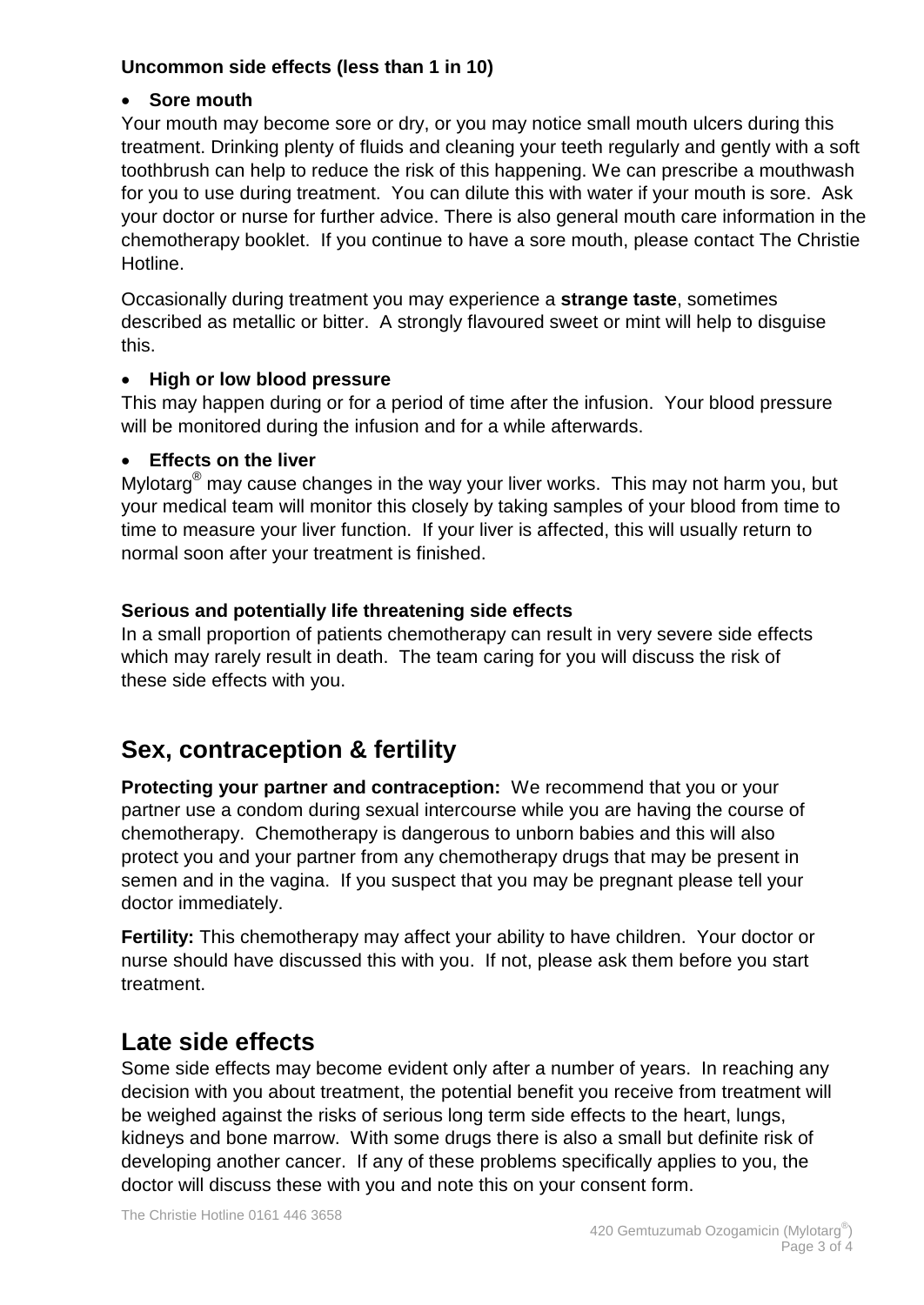**Uncommon side effects (less than 1 in 10)**

- **Sore mouth**

Your mouth may become sore or dry, or you may notice small mouth ulcers during this treatment. Drinking plenty of fluids and cleaning your teeth regularly and gently with a soft toothbrush can help to reduce the risk of this happening. We can prescribe a mouthwash for you to use during treatment. You can dilute this with water if your mouth is sore. Ask your doctor or nurse for further advice. There is also general mouth care information in the chemotherapy booklet. If you continue to have a sore mouth, please contact The Christie Hotline.

Occasionally during treatment you may experience a **strange taste**, sometimes described as metallic or bitter. A strongly flavoured sweet or mint will help to disguise this.

- **High or low blood pressure**

This may happen during or for a period of time after the infusion. Your blood pressure will be monitored during the infusion and for a while afterwards.

- **Effects on the liver**

Mylotarg® may cause changes in the way your liver works. This may not harm you, but your medical team will monitor this closely by taking samples of your blood from time to time to measure your liver function. If your liver is affected, this will usually return to normal soon after your treatment is finished.

**Serious and potentially life threatening side effects**

In a small proportion of patients chemotherapy can result in very severe side effects which may rarely result in death. The team caring for you will discuss the risk of these side effects with you.

## Sex, contraception & fertility

**Protecting your partner and contraception:** We recommend that you or your partner use a condom during sexual intercourse while you are having the course of chemotherapy. Chemotherapy is dangerous to unborn babies and this will also protect you and your partner from any chemotherapy drugs that may be present in semen and in the vagina. If you suspect that you may be pregnant please tell your doctor immediately.

**Fertility:** This chemotherapy may affect your ability to have children. Your doctor or nurse should have discussed this with you. If not, please ask them before you start treatment.

## Late side effects

Some side effects may become evident only after a number of years. In reaching any decision with you about treatment, the potential benefit you receive from treatment will be weighed against the risks of serious long term side effects to the heart, lungs, kidneys and bone marrow. With some drugs there is also a small but definite risk of developing another cancer. If any of these problems specifically applies to you, the doctor will discuss these with you and note this on your consent form.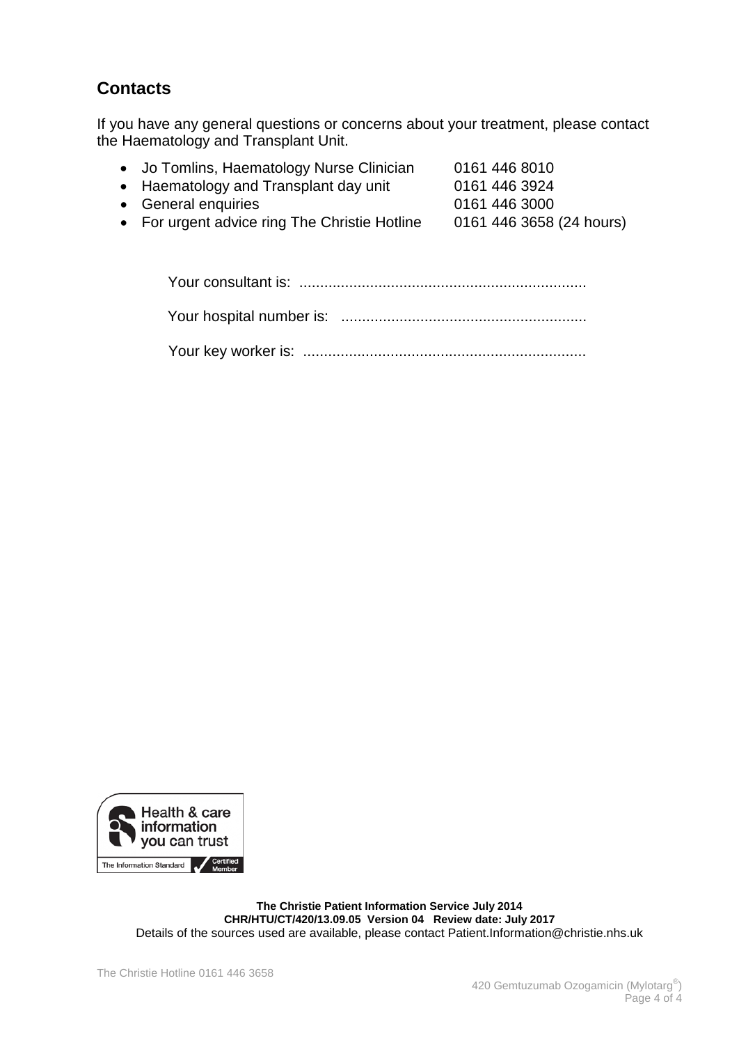## Contacts

If you have any general questions or concerns about your treatment, please contact the Haematology and Transplant Unit.

- Jo Tomlins, Haematology Nurse Clinician 0161 446 8010
- Haematology and Transplant day unit 0161 446 3924
- General enquiries 0161 446 3000
- For urgent advice ring The Christie Hotline 0161 446 3658 (24 hours)

Your consultant is: ....................................................................

Your hospital number is: ..........................................................

Your key worker is: ...................................................................

**The Christie Patient Information Service July 2014**
**CHR/HTU/CT/420/13.09.05 Version 04 Review date: July 2017**
Details of the sources used are available, please contact Patient.Information@christie.nhs.uk